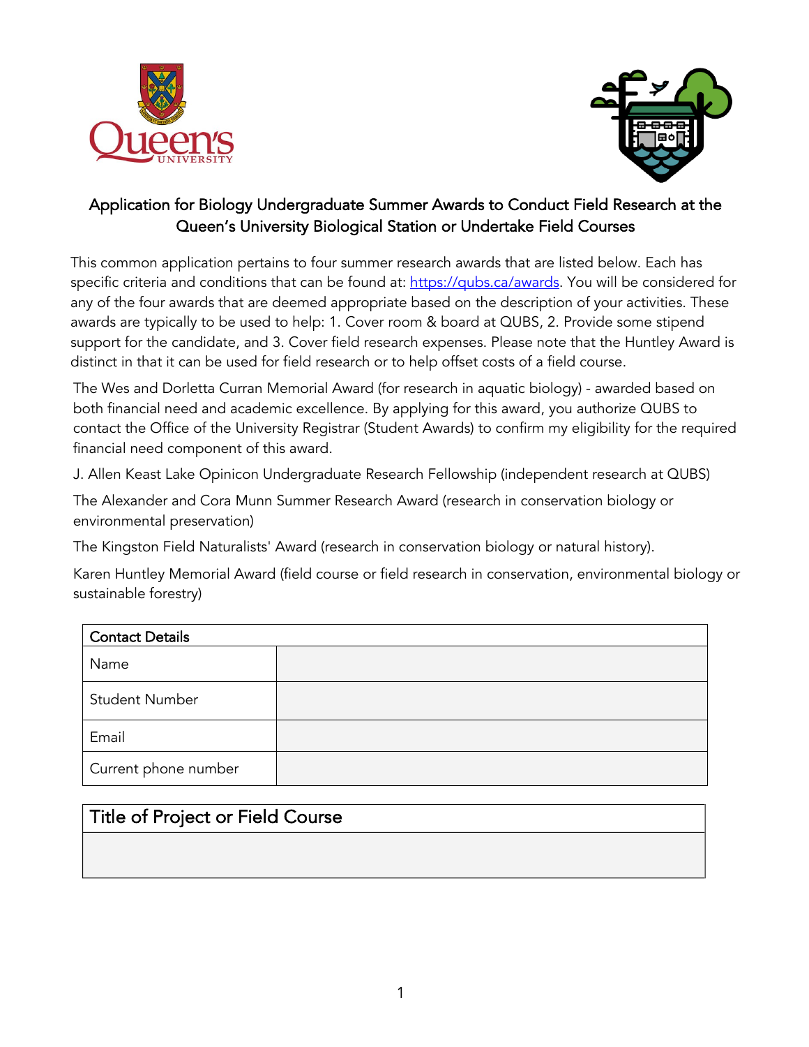# Application for Biology Undergraduate Summer Awards to Conduct Field Research at the Queen's University Biological Station or Undertake Field Courses

This common application pertains to four summer research awards that are listed below. Each has specific criteria and conditions that can be found at: [https://qubs.ca/awards](https://qubs.ca/awards). You will be considered for any of the four awards that are deemed appropriate based on the description of your activities. These awards are typically to be used to help: 1. Cover room & board at QUBS, 2. Provide some stipend support for the candidate, and 3. Cover field research expenses. Please note that the Huntley Award is distinct in that it can be used for field research or to help offset costs of a field course.

The Wes and Dorletta Curran Memorial Award (for research in aquatic biology) - awarded based on both financial need and academic excellence. By applying for this award, you authorize QUBS to contact the Office of the University Registrar (Student Awards) to confirm my eligibility for the required financial need component of this award.

J. Allen Keast Lake Opinicon Undergraduate Research Fellowship (independent research at QUBS)

The Alexander and Cora Munn Summer Research Award (research in conservation biology or environmental preservation)

The Kingston Field Naturalists' Award (research in conservation biology or natural history).

Karen Huntley Memorial Award (field course or field research in conservation, environmental biology or sustainable forestry)

| Contact Details | |
|---|---|
| Name | |
| Student Number | |
| Email | |
| Current phone number | |

| Title of Project or Field Course |
|---|
| |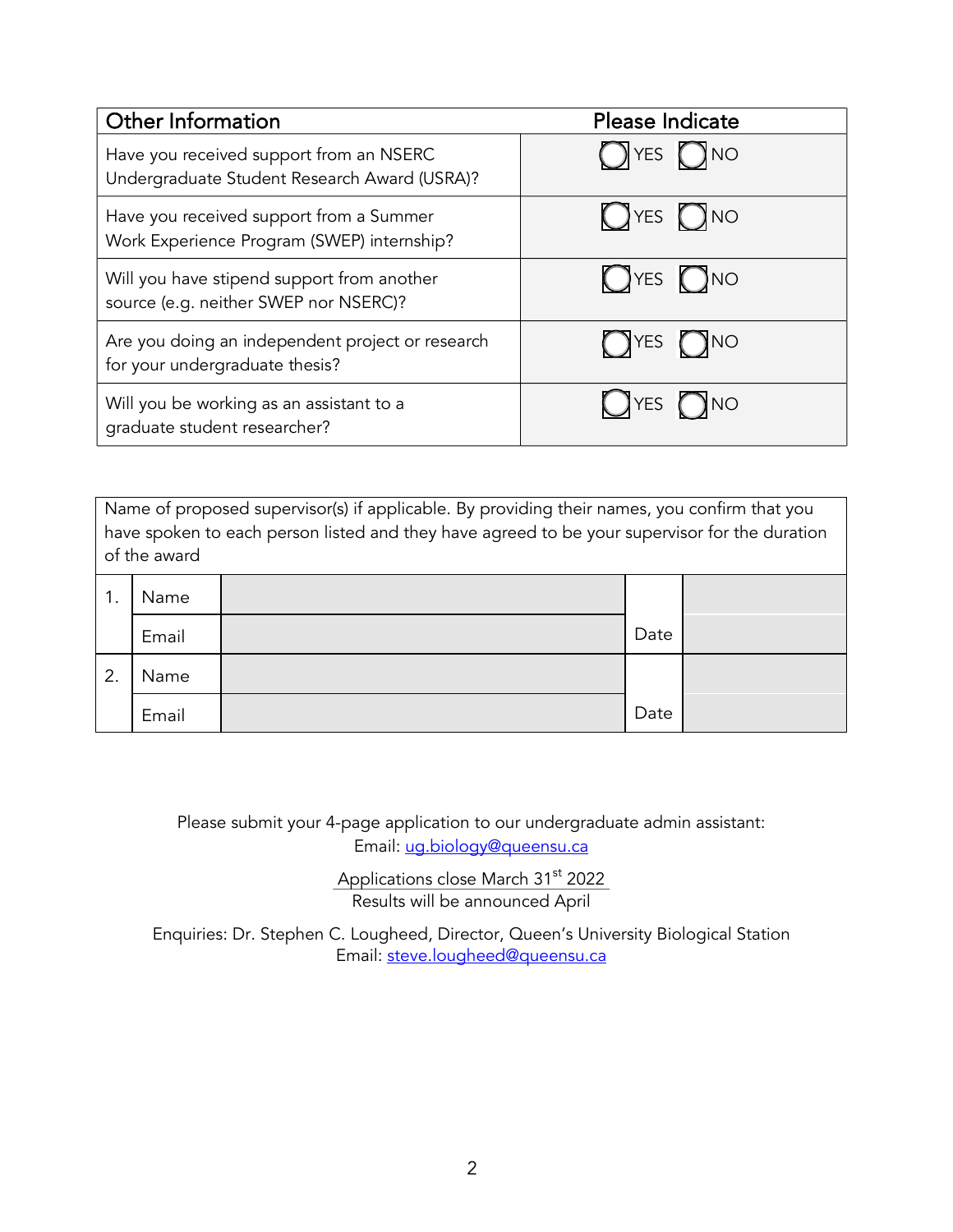| Other Information | Please Indicate |
|---|---|
| Have you received support from an NSERC Undergraduate Student Research Award (USRA)? | ◯ YES ◯ NO |
| Have you received support from a Summer Work Experience Program (SWEP) internship? | ◯ YES ◯ NO |
| Will you have stipend support from another source (e.g. neither SWEP nor NSERC)? | ◯ YES ◯ NO |
| Are you doing an independent project or research for your undergraduate thesis? | ◯ YES ◯ NO |
| Will you be working as an assistant to a graduate student researcher? | ◯ YES ◯ NO |

| Name of proposed supervisor(s) if applicable. By providing their names, you confirm that you have spoken to each person listed and they have agreed to be your supervisor for the duration of the award | | | | |
|---|---|---|---|---|
| 1. | Name | | Date | |
| | Email | | | |
| 2. | Name | | Date | |
| | Email | | | |

Please submit your 4-page application to our undergraduate admin assistant:
Email: ug.biology@queensu.ca

Applications close March 31st 2022
Results will be announced April

Enquiries: Dr. Stephen C. Lougheed, Director, Queen's University Biological Station
Email: steve.lougheed@queensu.ca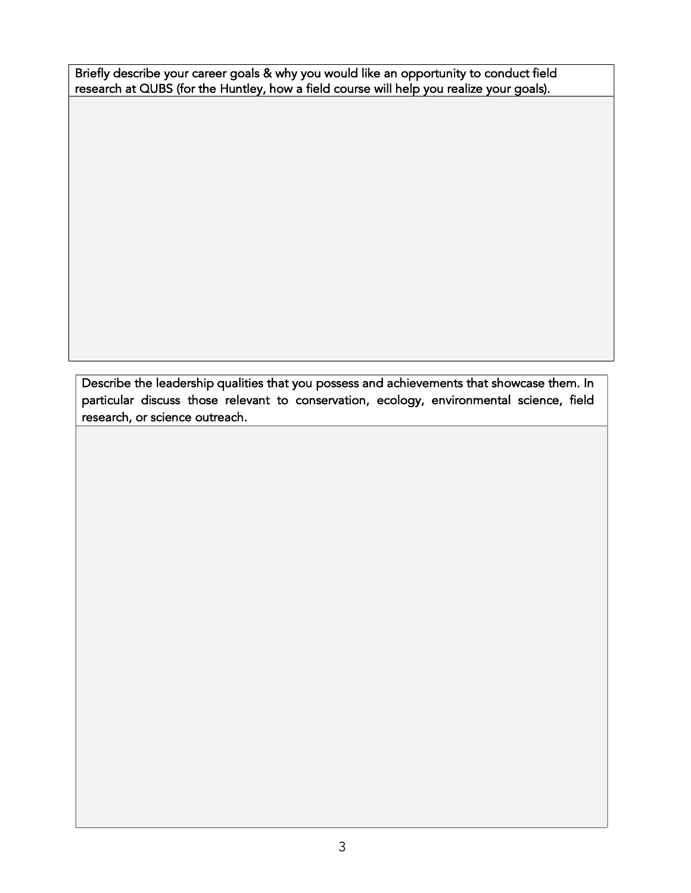| Briefly describe your career goals & why you would like an opportunity to conduct field research at QUBS (for the Huntley, how a field course will help you realize your goals). |
| --- |
| |

| Describe the leadership qualities that you possess and achievements that showcase them. In particular discuss those relevant to conservation, ecology, environmental science, field research, or science outreach. |
| --- |
| |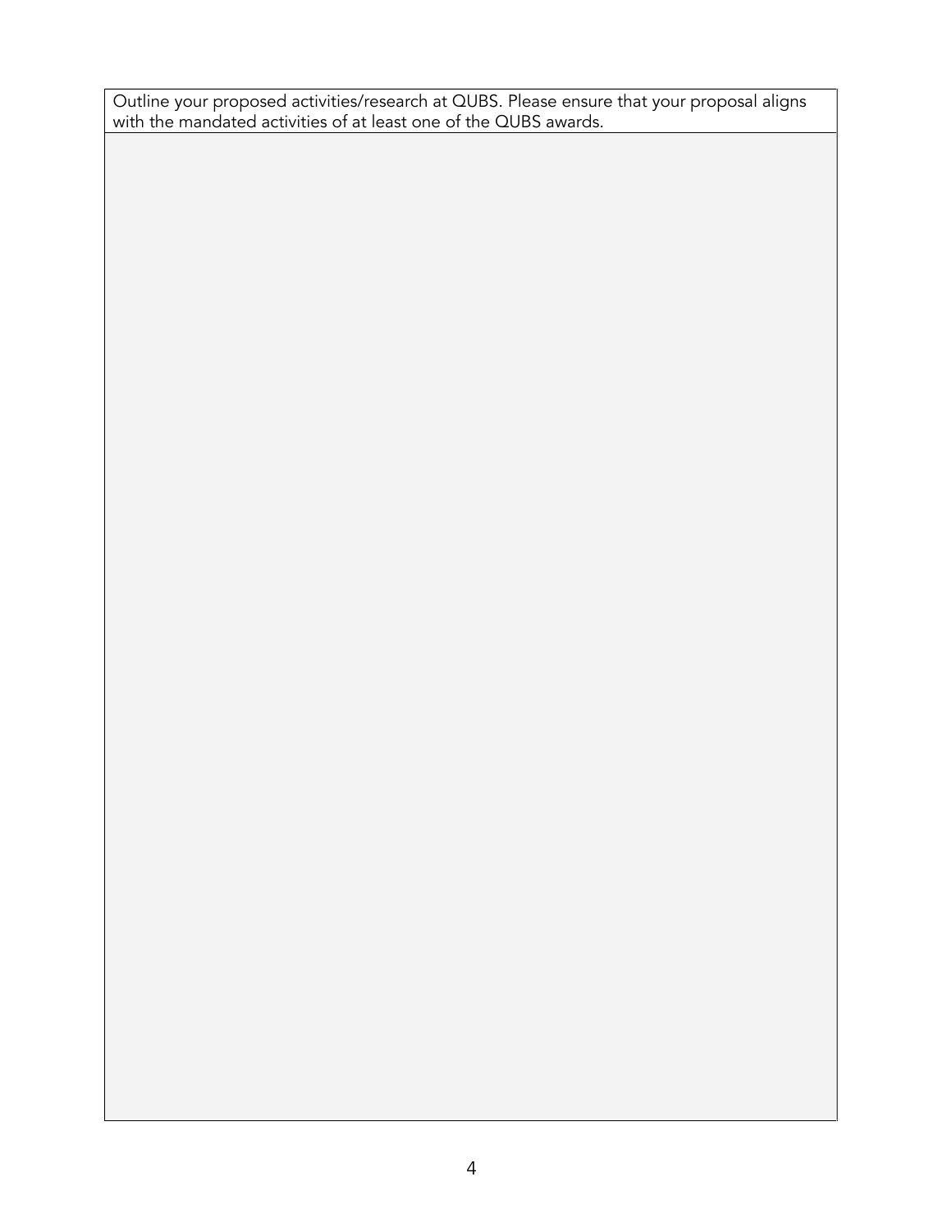| Outline your proposed activities/research at QUBS. Please ensure that your proposal aligns with the mandated activities of at least one of the QUBS awards. |
| --- |
| |